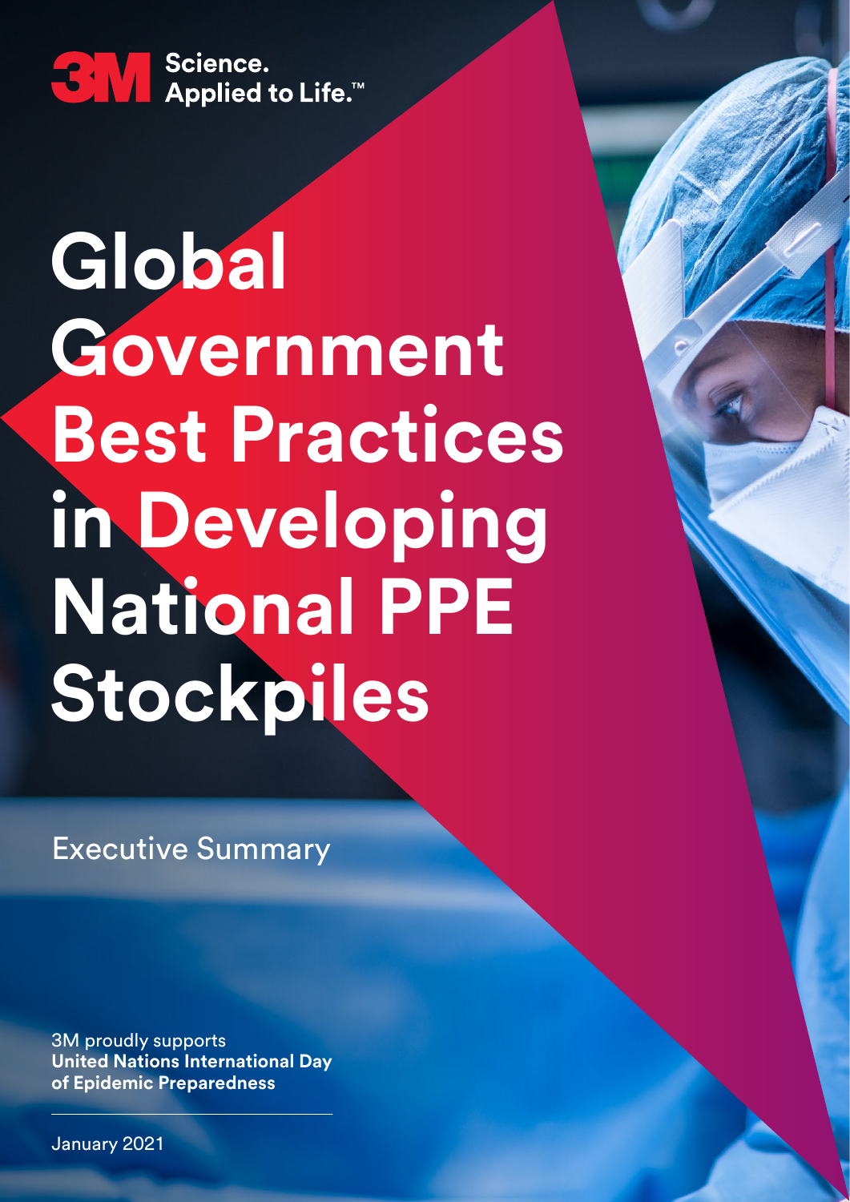3M Science. Applied to Life.™

# Global Government Best Practices in Developing National PPE Stockpiles

Executive Summary

3M proudly supports
**United Nations International Day of Epidemic Preparedness**

January 2021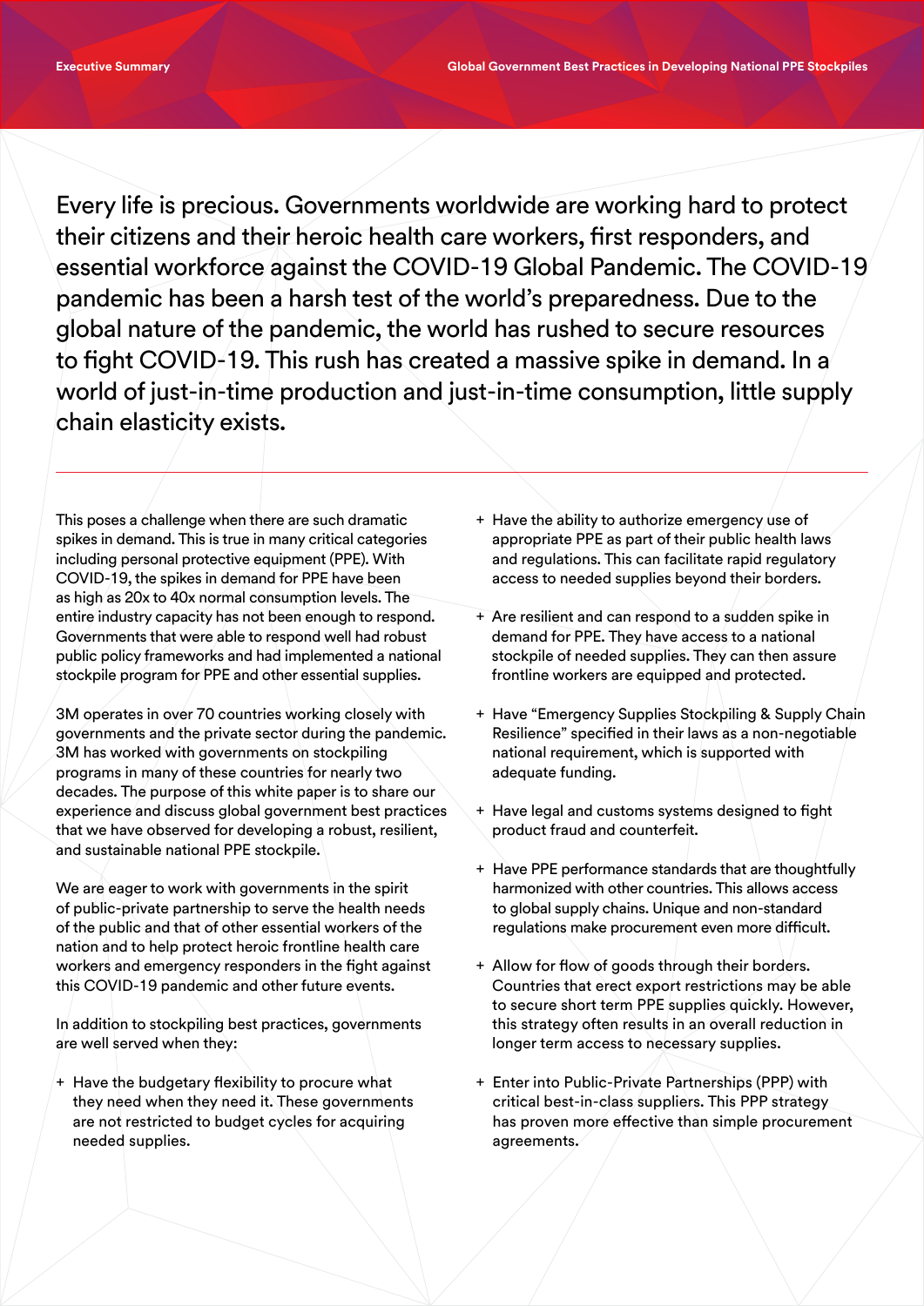Every life is precious. Governments worldwide are working hard to protect their citizens and their heroic health care workers, first responders, and essential workforce against the COVID-19 Global Pandemic. The COVID-19 pandemic has been a harsh test of the world's preparedness. Due to the global nature of the pandemic, the world has rushed to secure resources to fight COVID-19. This rush has created a massive spike in demand. In a world of just-in-time production and just-in-time consumption, little supply chain elasticity exists.

---

This poses a challenge when there are such dramatic spikes in demand. This is true in many critical categories including personal protective equipment (PPE). With COVID-19, the spikes in demand for PPE have been as high as 20x to 40x normal consumption levels. The entire industry capacity has not been enough to respond. Governments that were able to respond well had robust public policy frameworks and had implemented a national stockpile program for PPE and other essential supplies.

3M operates in over 70 countries working closely with governments and the private sector during the pandemic. 3M has worked with governments on stockpiling programs in many of these countries for nearly two decades. The purpose of this white paper is to share our experience and discuss global government best practices that we have observed for developing a robust, resilient, and sustainable national PPE stockpile.

We are eager to work with governments in the spirit of public-private partnership to serve the health needs of the public and that of other essential workers of the nation and to help protect heroic frontline health care workers and emergency responders in the fight against this COVID-19 pandemic and other future events.

In addition to stockpiling best practices, governments are well served when they:

+ Have the budgetary flexibility to procure what they need when they need it. These governments are not restricted to budget cycles for acquiring needed supplies.

+ Have the ability to authorize emergency use of appropriate PPE as part of their public health laws and regulations. This can facilitate rapid regulatory access to needed supplies beyond their borders.

+ Are resilient and can respond to a sudden spike in demand for PPE. They have access to a national stockpile of needed supplies. They can then assure frontline workers are equipped and protected.

+ Have "Emergency Supplies Stockpiling & Supply Chain Resilience" specified in their laws as a non-negotiable national requirement, which is supported with adequate funding.

+ Have legal and customs systems designed to fight product fraud and counterfeit.

+ Have PPE performance standards that are thoughtfully harmonized with other countries. This allows access to global supply chains. Unique and non-standard regulations make procurement even more difficult.

+ Allow for flow of goods through their borders. Countries that erect export restrictions may be able to secure short term PPE supplies quickly. However, this strategy often results in an overall reduction in longer term access to necessary supplies.

+ Enter into Public-Private Partnerships (PPP) with critical best-in-class suppliers. This PPP strategy has proven more effective than simple procurement agreements.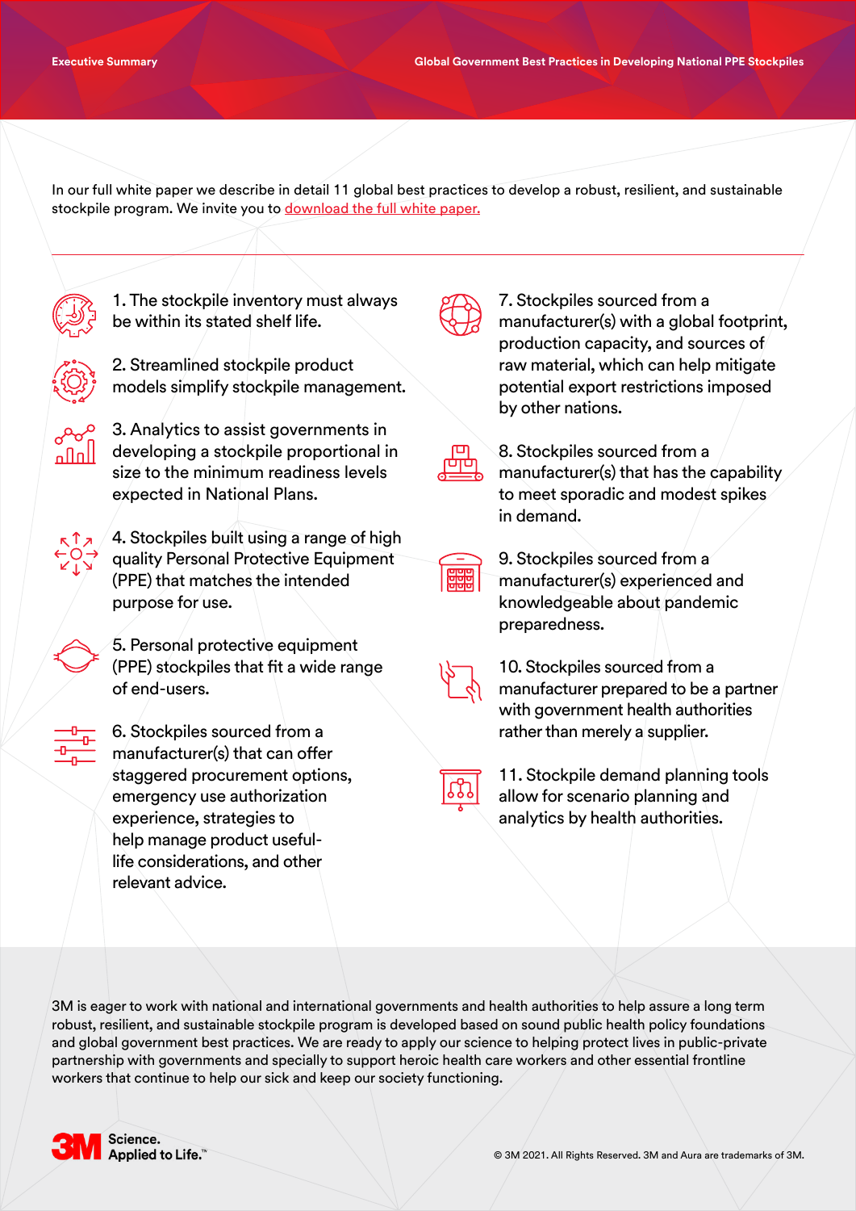In our full white paper we describe in detail 11 global best practices to develop a robust, resilient, and sustainable stockpile program. We invite you to download the full white paper.

---

1. The stockpile inventory must always be within its stated shelf life.
2. Streamlined stockpile product models simplify stockpile management.
3. Analytics to assist governments in developing a stockpile proportional in size to the minimum readiness levels expected in National Plans.
4. Stockpiles built using a range of high quality Personal Protective Equipment (PPE) that matches the intended purpose for use.
5. Personal protective equipment (PPE) stockpiles that fit a wide range of end-users.
6. Stockpiles sourced from a manufacturer(s) that can offer staggered procurement options, emergency use authorization experience, strategies to help manage product useful-life considerations, and other relevant advice.
7. Stockpiles sourced from a manufacturer(s) with a global footprint, production capacity, and sources of raw material, which can help mitigate potential export restrictions imposed by other nations.
8. Stockpiles sourced from a manufacturer(s) that has the capability to meet sporadic and modest spikes in demand.
9. Stockpiles sourced from a manufacturer(s) experienced and knowledgeable about pandemic preparedness.
10. Stockpiles sourced from a manufacturer prepared to be a partner with government health authorities rather than merely a supplier.
11. Stockpile demand planning tools allow for scenario planning and analytics by health authorities.

3M is eager to work with national and international governments and health authorities to help assure a long term robust, resilient, and sustainable stockpile program is developed based on sound public health policy foundations and global government best practices. We are ready to apply our science to helping protect lives in public-private partnership with governments and specially to support heroic health care workers and other essential frontline workers that continue to help our sick and keep our society functioning.

3M Science. Applied to Life.™

© 3M 2021. All Rights Reserved. 3M and Aura are trademarks of 3M.